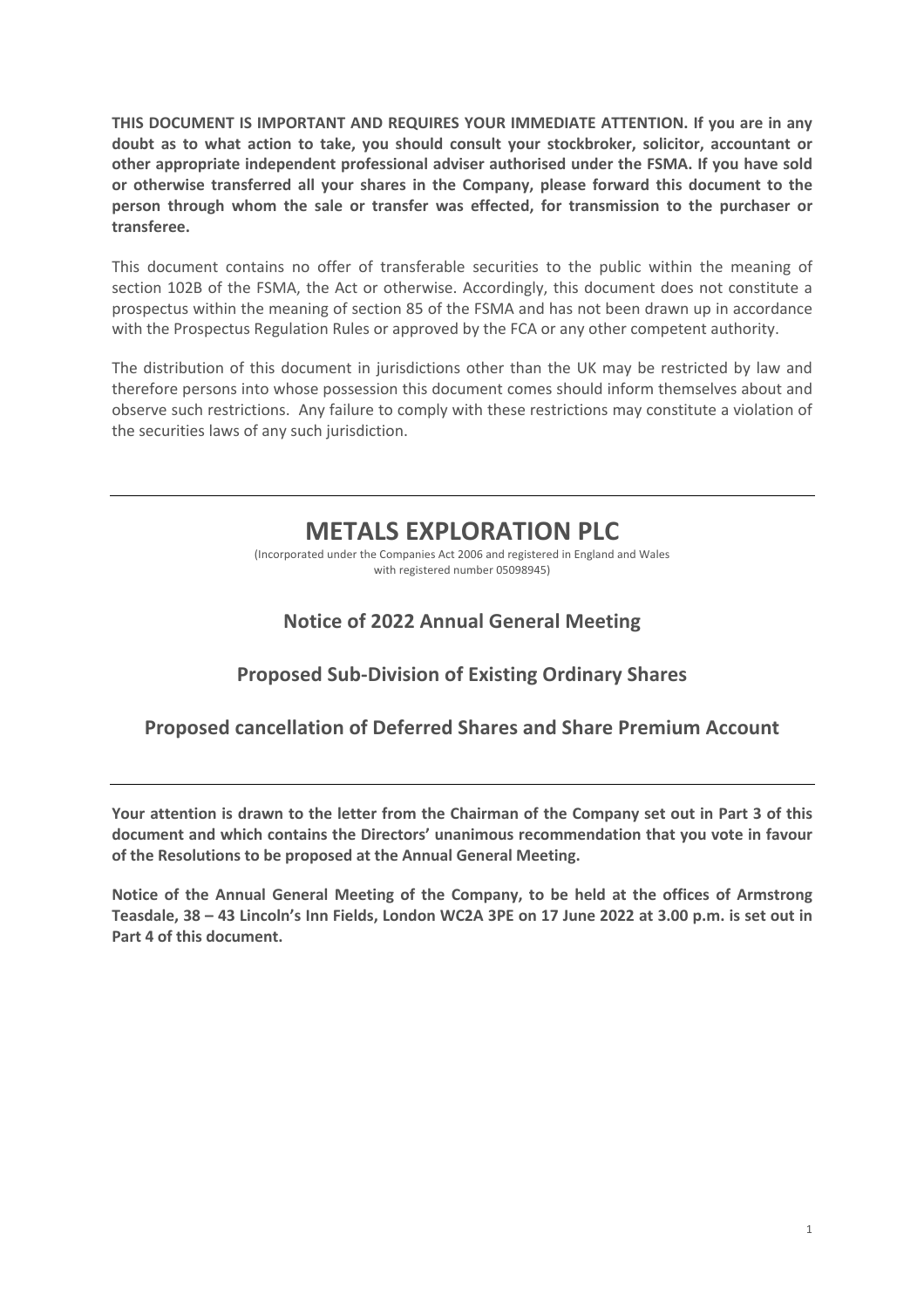**THIS DOCUMENT IS IMPORTANT AND REQUIRES YOUR IMMEDIATE ATTENTION. If you are in any doubt as to what action to take, you should consult your stockbroker, solicitor, accountant or other appropriate independent professional adviser authorised under the FSMA. If you have sold or otherwise transferred all your shares in the Company, please forward this document to the person through whom the sale or transfer was effected, for transmission to the purchaser or transferee.**

This document contains no offer of transferable securities to the public within the meaning of section 102B of the FSMA, the Act or otherwise. Accordingly, this document does not constitute a prospectus within the meaning of section 85 of the FSMA and has not been drawn up in accordance with the Prospectus Regulation Rules or approved by the FCA or any other competent authority.

The distribution of this document in jurisdictions other than the UK may be restricted by law and therefore persons into whose possession this document comes should inform themselves about and observe such restrictions. Any failure to comply with these restrictions may constitute a violation of the securities laws of any such jurisdiction.

---

# METALS EXPLORATION PLC

(Incorporated under the Companies Act 2006 and registered in England and Wales with registered number 05098945)

## Notice of 2022 Annual General Meeting

## Proposed Sub-Division of Existing Ordinary Shares

## Proposed cancellation of Deferred Shares and Share Premium Account

---

**Your attention is drawn to the letter from the Chairman of the Company set out in Part 3 of this document and which contains the Directors' unanimous recommendation that you vote in favour of the Resolutions to be proposed at the Annual General Meeting.**

**Notice of the Annual General Meeting of the Company, to be held at the offices of Armstrong Teasdale, 38 – 43 Lincoln's Inn Fields, London WC2A 3PE on 17 June 2022 at 3.00 p.m. is set out in Part 4 of this document.**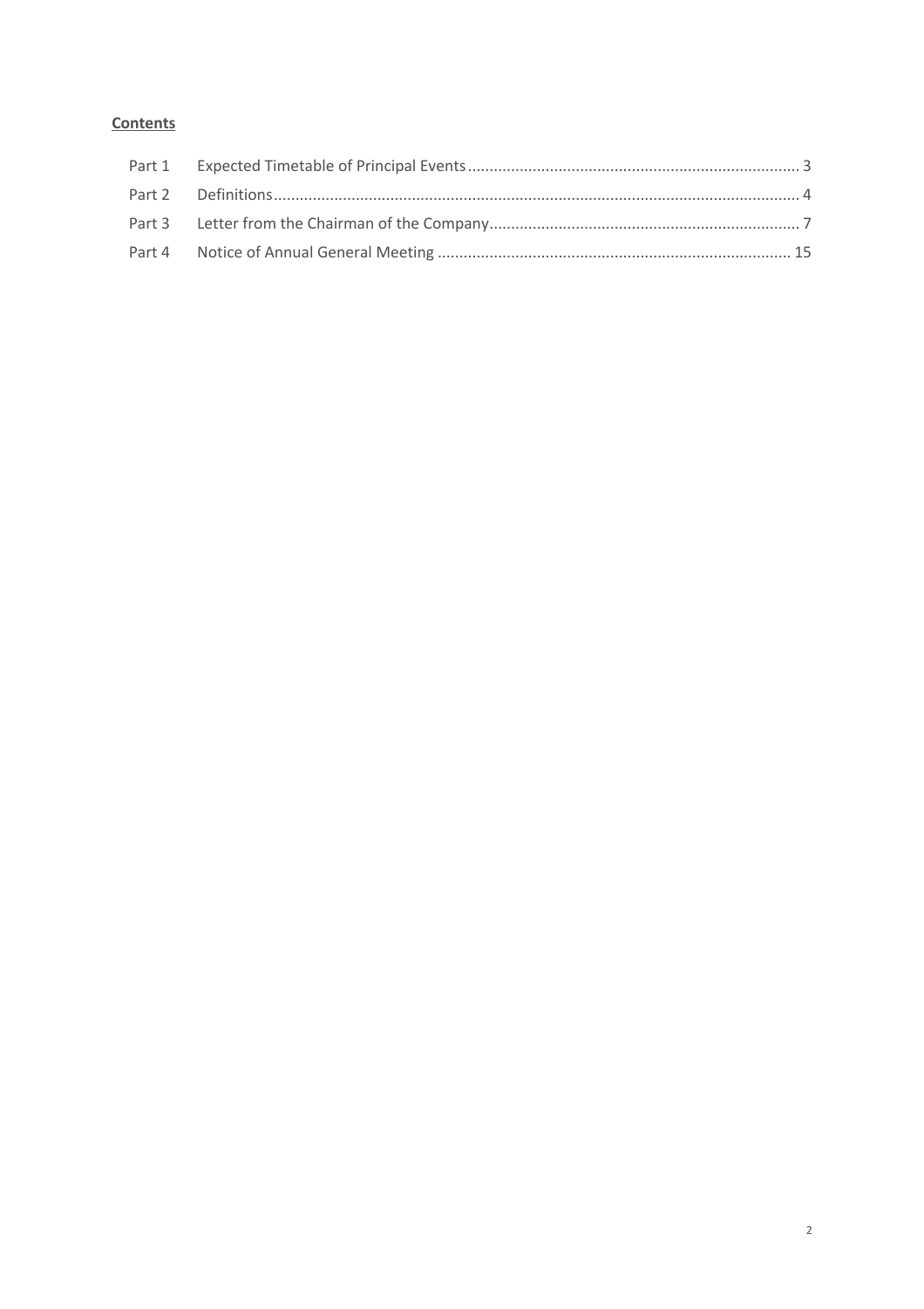**Contents**

| | | |
|---|---|---|
| Part 1 | Expected Timetable of Principal Events | 3 |
| Part 2 | Definitions | 4 |
| Part 3 | Letter from the Chairman of the Company | 7 |
| Part 4 | Notice of Annual General Meeting | 15 |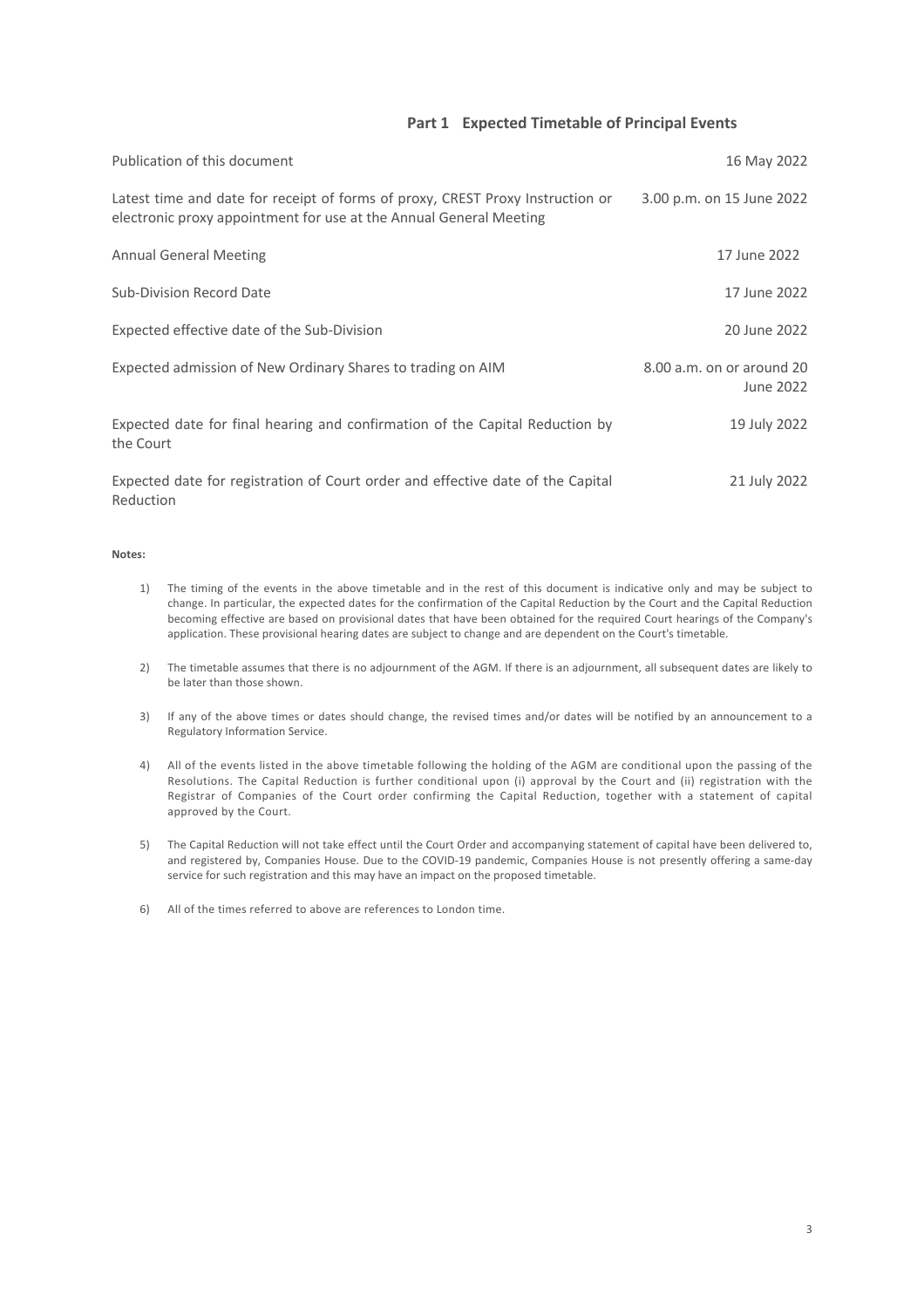## Part 1 Expected Timetable of Principal Events

| | |
|---|---|
| Publication of this document | 16 May 2022 |
| Latest time and date for receipt of forms of proxy, CREST Proxy Instruction or electronic proxy appointment for use at the Annual General Meeting | 3.00 p.m. on 15 June 2022 |
| Annual General Meeting | 17 June 2022 |
| Sub-Division Record Date | 17 June 2022 |
| Expected effective date of the Sub-Division | 20 June 2022 |
| Expected admission of New Ordinary Shares to trading on AIM | 8.00 a.m. on or around 20 June 2022 |
| Expected date for final hearing and confirmation of the Capital Reduction by the Court | 19 July 2022 |
| Expected date for registration of Court order and effective date of the Capital Reduction | 21 July 2022 |

**Notes:**

1) The timing of the events in the above timetable and in the rest of this document is indicative only and may be subject to change. In particular, the expected dates for the confirmation of the Capital Reduction by the Court and the Capital Reduction becoming effective are based on provisional dates that have been obtained for the required Court hearings of the Company's application. These provisional hearing dates are subject to change and are dependent on the Court's timetable.

2) The timetable assumes that there is no adjournment of the AGM. If there is an adjournment, all subsequent dates are likely to be later than those shown.

3) If any of the above times or dates should change, the revised times and/or dates will be notified by an announcement to a Regulatory Information Service.

4) All of the events listed in the above timetable following the holding of the AGM are conditional upon the passing of the Resolutions. The Capital Reduction is further conditional upon (i) approval by the Court and (ii) registration with the Registrar of Companies of the Court order confirming the Capital Reduction, together with a statement of capital approved by the Court.

5) The Capital Reduction will not take effect until the Court Order and accompanying statement of capital have been delivered to, and registered by, Companies House. Due to the COVID-19 pandemic, Companies House is not presently offering a same-day service for such registration and this may have an impact on the proposed timetable.

6) All of the times referred to above are references to London time.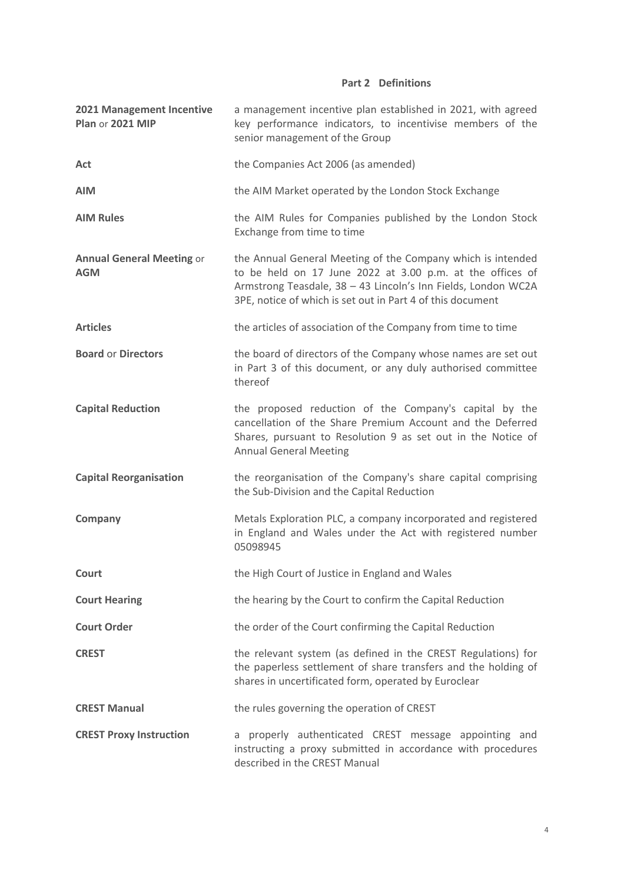## Part 2 Definitions

| | |
|---|---|
| **2021 Management Incentive Plan** or **2021 MIP** | a management incentive plan established in 2021, with agreed key performance indicators, to incentivise members of the senior management of the Group |
| **Act** | the Companies Act 2006 (as amended) |
| **AIM** | the AIM Market operated by the London Stock Exchange |
| **AIM Rules** | the AIM Rules for Companies published by the London Stock Exchange from time to time |
| **Annual General Meeting** or **AGM** | the Annual General Meeting of the Company which is intended to be held on 17 June 2022 at 3.00 p.m. at the offices of Armstrong Teasdale, 38 – 43 Lincoln's Inn Fields, London WC2A 3PE, notice of which is set out in Part 4 of this document |
| **Articles** | the articles of association of the Company from time to time |
| **Board** or **Directors** | the board of directors of the Company whose names are set out in Part 3 of this document, or any duly authorised committee thereof |
| **Capital Reduction** | the proposed reduction of the Company's capital by the cancellation of the Share Premium Account and the Deferred Shares, pursuant to Resolution 9 as set out in the Notice of Annual General Meeting |
| **Capital Reorganisation** | the reorganisation of the Company's share capital comprising the Sub-Division and the Capital Reduction |
| **Company** | Metals Exploration PLC, a company incorporated and registered in England and Wales under the Act with registered number 05098945 |
| **Court** | the High Court of Justice in England and Wales |
| **Court Hearing** | the hearing by the Court to confirm the Capital Reduction |
| **Court Order** | the order of the Court confirming the Capital Reduction |
| **CREST** | the relevant system (as defined in the CREST Regulations) for the paperless settlement of share transfers and the holding of shares in uncertificated form, operated by Euroclear |
| **CREST Manual** | the rules governing the operation of CREST |
| **CREST Proxy Instruction** | a properly authenticated CREST message appointing and instructing a proxy submitted in accordance with procedures described in the CREST Manual |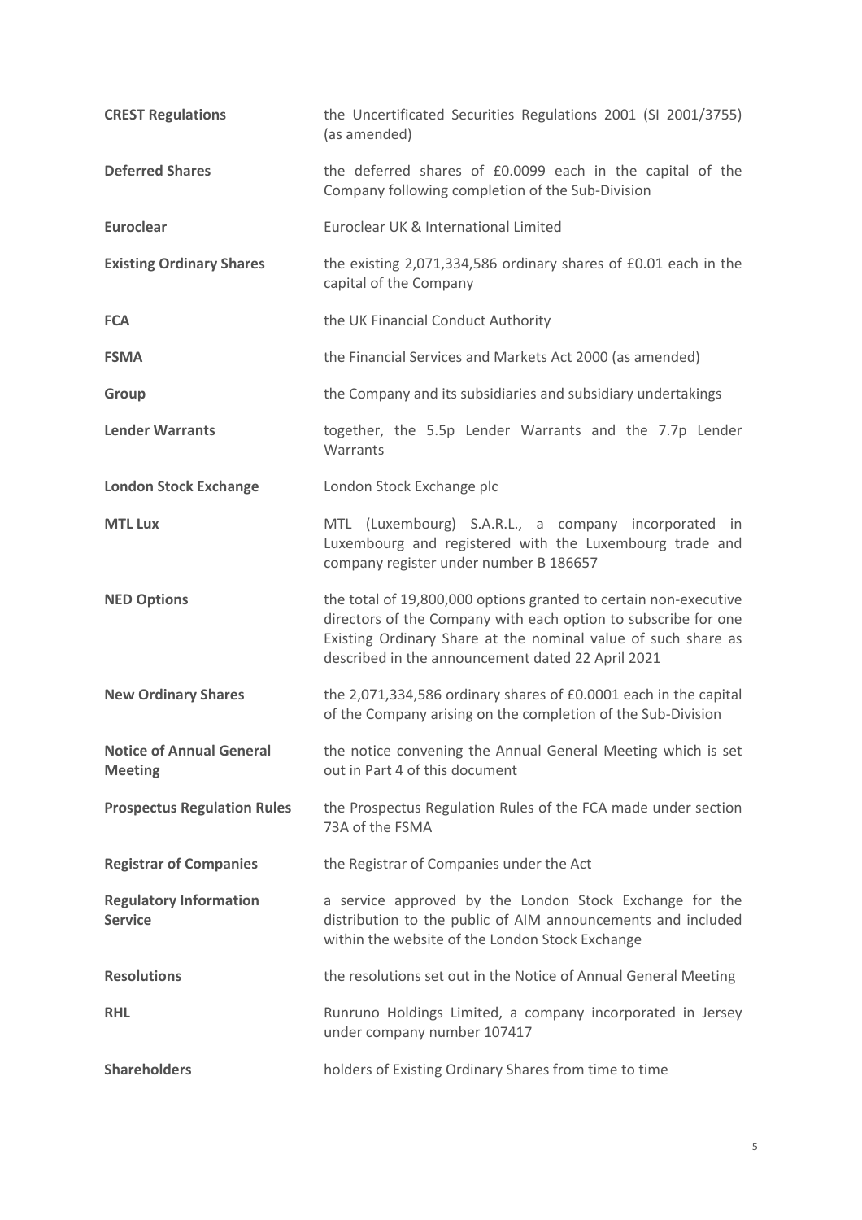| | |
|---|---|
| **CREST Regulations** | the Uncertificated Securities Regulations 2001 (SI 2001/3755) (as amended) |
| **Deferred Shares** | the deferred shares of £0.0099 each in the capital of the Company following completion of the Sub-Division |
| **Euroclear** | Euroclear UK & International Limited |
| **Existing Ordinary Shares** | the existing 2,071,334,586 ordinary shares of £0.01 each in the capital of the Company |
| **FCA** | the UK Financial Conduct Authority |
| **FSMA** | the Financial Services and Markets Act 2000 (as amended) |
| **Group** | the Company and its subsidiaries and subsidiary undertakings |
| **Lender Warrants** | together, the 5.5p Lender Warrants and the 7.7p Lender Warrants |
| **London Stock Exchange** | London Stock Exchange plc |
| **MTL Lux** | MTL (Luxembourg) S.A.R.L., a company incorporated in Luxembourg and registered with the Luxembourg trade and company register under number B 186657 |
| **NED Options** | the total of 19,800,000 options granted to certain non-executive directors of the Company with each option to subscribe for one Existing Ordinary Share at the nominal value of such share as described in the announcement dated 22 April 2021 |
| **New Ordinary Shares** | the 2,071,334,586 ordinary shares of £0.0001 each in the capital of the Company arising on the completion of the Sub-Division |
| **Notice of Annual General Meeting** | the notice convening the Annual General Meeting which is set out in Part 4 of this document |
| **Prospectus Regulation Rules** | the Prospectus Regulation Rules of the FCA made under section 73A of the FSMA |
| **Registrar of Companies** | the Registrar of Companies under the Act |
| **Regulatory Information Service** | a service approved by the London Stock Exchange for the distribution to the public of AIM announcements and included within the website of the London Stock Exchange |
| **Resolutions** | the resolutions set out in the Notice of Annual General Meeting |
| **RHL** | Runruno Holdings Limited, a company incorporated in Jersey under company number 107417 |
| **Shareholders** | holders of Existing Ordinary Shares from time to time |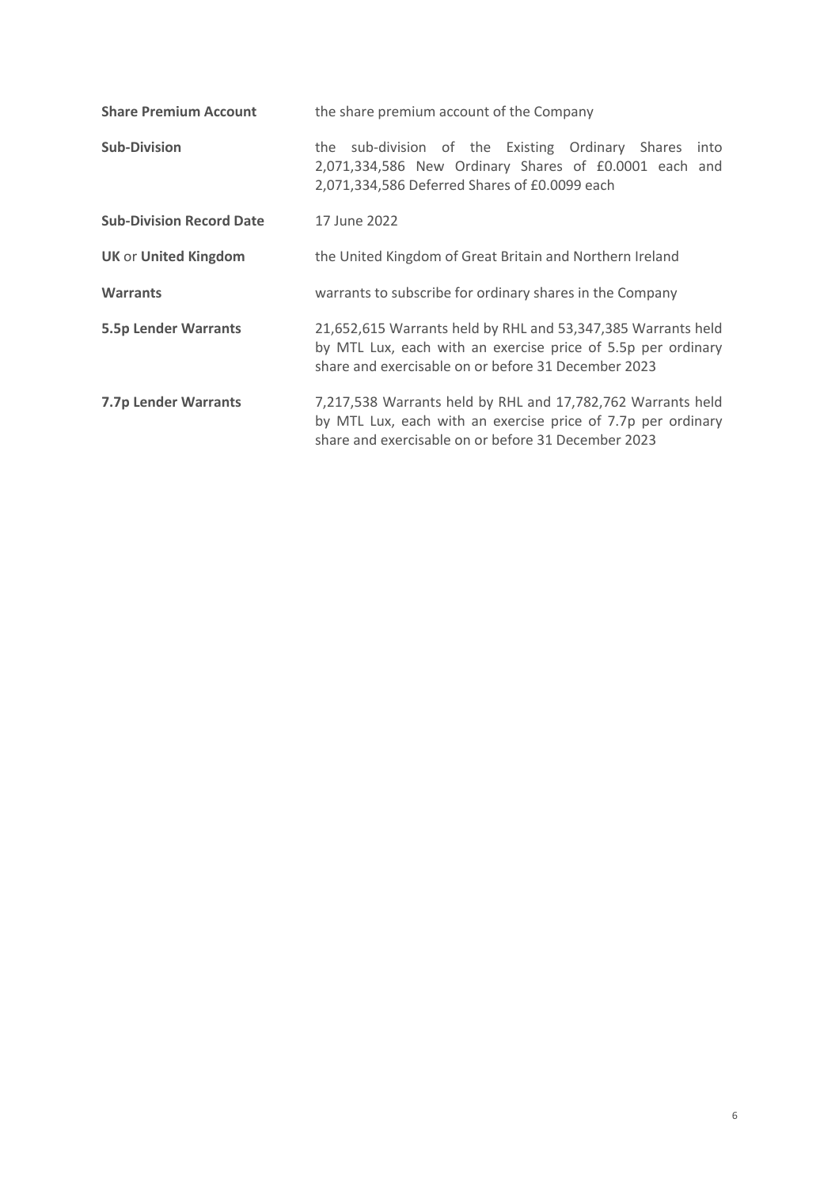| | |
|---|---|
| **Share Premium Account** | the share premium account of the Company |
| **Sub-Division** | the sub-division of the Existing Ordinary Shares into 2,071,334,586 New Ordinary Shares of £0.0001 each and 2,071,334,586 Deferred Shares of £0.0099 each |
| **Sub-Division Record Date** | 17 June 2022 |
| **UK** or **United Kingdom** | the United Kingdom of Great Britain and Northern Ireland |
| **Warrants** | warrants to subscribe for ordinary shares in the Company |
| **5.5p Lender Warrants** | 21,652,615 Warrants held by RHL and 53,347,385 Warrants held by MTL Lux, each with an exercise price of 5.5p per ordinary share and exercisable on or before 31 December 2023 |
| **7.7p Lender Warrants** | 7,217,538 Warrants held by RHL and 17,782,762 Warrants held by MTL Lux, each with an exercise price of 7.7p per ordinary share and exercisable on or before 31 December 2023 |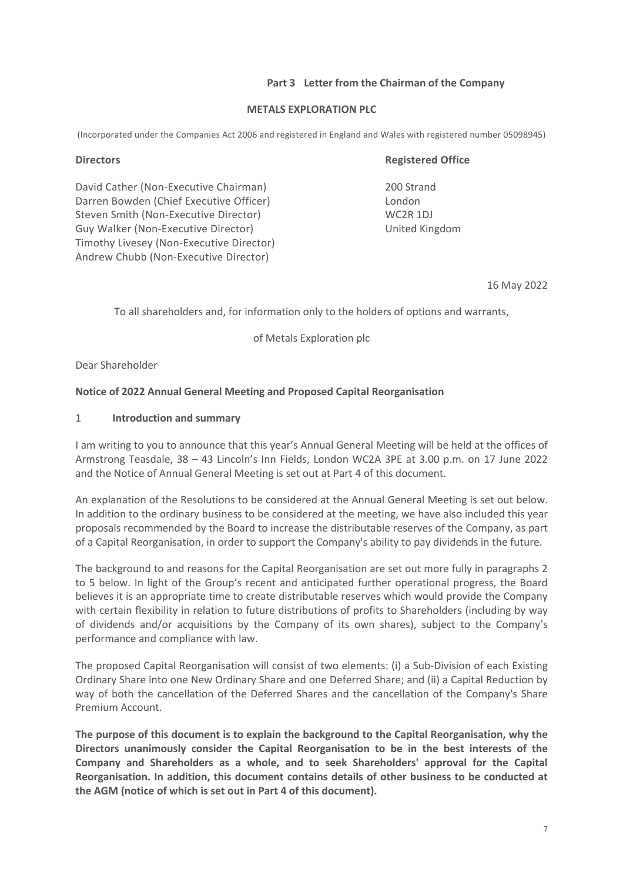## Part 3 Letter from the Chairman of the Company

**METALS EXPLORATION PLC**

(Incorporated under the Companies Act 2006 and registered in England and Wales with registered number 05098945)

**Directors**

David Cather (Non-Executive Chairman)
Darren Bowden (Chief Executive Officer)
Steven Smith (Non-Executive Director)
Guy Walker (Non-Executive Director)
Timothy Livesey (Non-Executive Director)
Andrew Chubb (Non-Executive Director)

**Registered Office**

200 Strand
London
WC2R 1DJ
United Kingdom

16 May 2022

To all shareholders and, for information only to the holders of options and warrants,

of Metals Exploration plc

Dear Shareholder

**Notice of 2022 Annual General Meeting and Proposed Capital Reorganisation**

### 1 Introduction and summary

I am writing to you to announce that this year's Annual General Meeting will be held at the offices of Armstrong Teasdale, 38 – 43 Lincoln's Inn Fields, London WC2A 3PE at 3.00 p.m. on 17 June 2022 and the Notice of Annual General Meeting is set out at Part 4 of this document.

An explanation of the Resolutions to be considered at the Annual General Meeting is set out below. In addition to the ordinary business to be considered at the meeting, we have also included this year proposals recommended by the Board to increase the distributable reserves of the Company, as part of a Capital Reorganisation, in order to support the Company's ability to pay dividends in the future.

The background to and reasons for the Capital Reorganisation are set out more fully in paragraphs 2 to 5 below. In light of the Group's recent and anticipated further operational progress, the Board believes it is an appropriate time to create distributable reserves which would provide the Company with certain flexibility in relation to future distributions of profits to Shareholders (including by way of dividends and/or acquisitions by the Company of its own shares), subject to the Company's performance and compliance with law.

The proposed Capital Reorganisation will consist of two elements: (i) a Sub-Division of each Existing Ordinary Share into one New Ordinary Share and one Deferred Share; and (ii) a Capital Reduction by way of both the cancellation of the Deferred Shares and the cancellation of the Company's Share Premium Account.

**The purpose of this document is to explain the background to the Capital Reorganisation, why the Directors unanimously consider the Capital Reorganisation to be in the best interests of the Company and Shareholders as a whole, and to seek Shareholders' approval for the Capital Reorganisation. In addition, this document contains details of other business to be conducted at the AGM (notice of which is set out in Part 4 of this document).**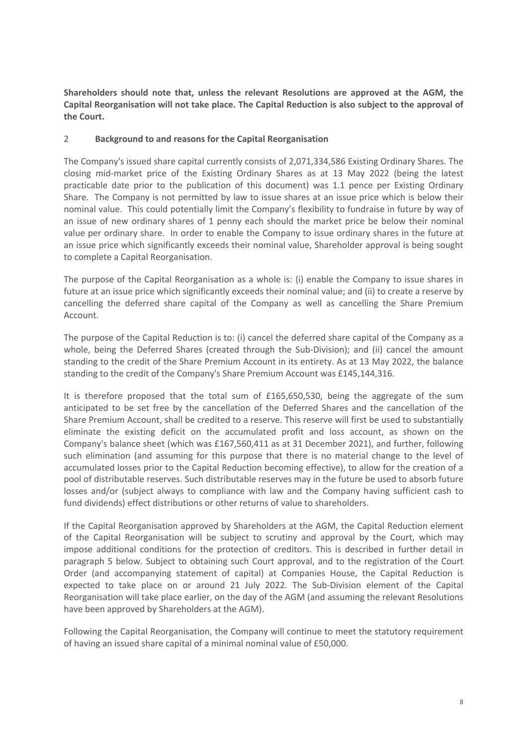**Shareholders should note that, unless the relevant Resolutions are approved at the AGM, the Capital Reorganisation will not take place. The Capital Reduction is also subject to the approval of the Court.**

## 2 Background to and reasons for the Capital Reorganisation

The Company's issued share capital currently consists of 2,071,334,586 Existing Ordinary Shares. The closing mid-market price of the Existing Ordinary Shares as at 13 May 2022 (being the latest practicable date prior to the publication of this document) was 1.1 pence per Existing Ordinary Share. The Company is not permitted by law to issue shares at an issue price which is below their nominal value. This could potentially limit the Company's flexibility to fundraise in future by way of an issue of new ordinary shares of 1 penny each should the market price be below their nominal value per ordinary share. In order to enable the Company to issue ordinary shares in the future at an issue price which significantly exceeds their nominal value, Shareholder approval is being sought to complete a Capital Reorganisation.

The purpose of the Capital Reorganisation as a whole is: (i) enable the Company to issue shares in future at an issue price which significantly exceeds their nominal value; and (ii) to create a reserve by cancelling the deferred share capital of the Company as well as cancelling the Share Premium Account.

The purpose of the Capital Reduction is to: (i) cancel the deferred share capital of the Company as a whole, being the Deferred Shares (created through the Sub-Division); and (ii) cancel the amount standing to the credit of the Share Premium Account in its entirety. As at 13 May 2022, the balance standing to the credit of the Company's Share Premium Account was £145,144,316.

It is therefore proposed that the total sum of £165,650,530, being the aggregate of the sum anticipated to be set free by the cancellation of the Deferred Shares and the cancellation of the Share Premium Account, shall be credited to a reserve. This reserve will first be used to substantially eliminate the existing deficit on the accumulated profit and loss account, as shown on the Company's balance sheet (which was £167,560,411 as at 31 December 2021), and further, following such elimination (and assuming for this purpose that there is no material change to the level of accumulated losses prior to the Capital Reduction becoming effective), to allow for the creation of a pool of distributable reserves. Such distributable reserves may in the future be used to absorb future losses and/or (subject always to compliance with law and the Company having sufficient cash to fund dividends) effect distributions or other returns of value to shareholders.

If the Capital Reorganisation approved by Shareholders at the AGM, the Capital Reduction element of the Capital Reorganisation will be subject to scrutiny and approval by the Court, which may impose additional conditions for the protection of creditors. This is described in further detail in paragraph 5 below. Subject to obtaining such Court approval, and to the registration of the Court Order (and accompanying statement of capital) at Companies House, the Capital Reduction is expected to take place on or around 21 July 2022. The Sub-Division element of the Capital Reorganisation will take place earlier, on the day of the AGM (and assuming the relevant Resolutions have been approved by Shareholders at the AGM).

Following the Capital Reorganisation, the Company will continue to meet the statutory requirement of having an issued share capital of a minimal nominal value of £50,000.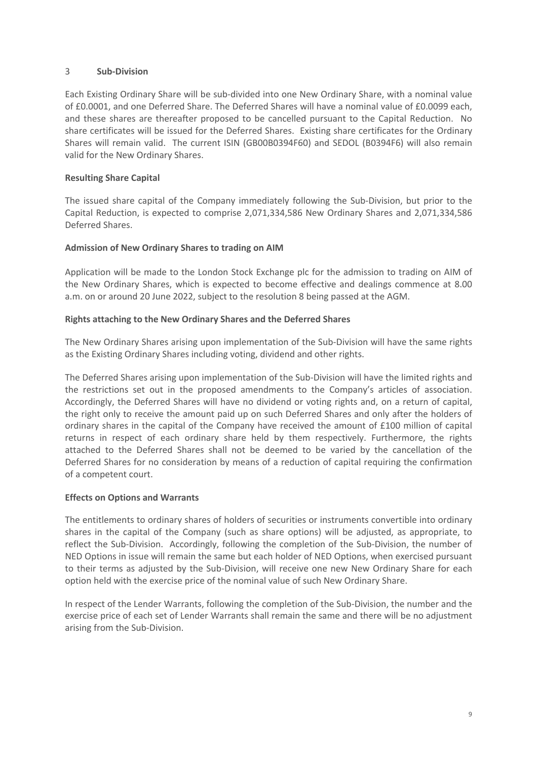## 3 **Sub-Division**

Each Existing Ordinary Share will be sub-divided into one New Ordinary Share, with a nominal value of £0.0001, and one Deferred Share. The Deferred Shares will have a nominal value of £0.0099 each, and these shares are thereafter proposed to be cancelled pursuant to the Capital Reduction. No share certificates will be issued for the Deferred Shares. Existing share certificates for the Ordinary Shares will remain valid. The current ISIN (GB00B0394F60) and SEDOL (B0394F6) will also remain valid for the New Ordinary Shares.

**Resulting Share Capital**

The issued share capital of the Company immediately following the Sub-Division, but prior to the Capital Reduction, is expected to comprise 2,071,334,586 New Ordinary Shares and 2,071,334,586 Deferred Shares.

**Admission of New Ordinary Shares to trading on AIM**

Application will be made to the London Stock Exchange plc for the admission to trading on AIM of the New Ordinary Shares, which is expected to become effective and dealings commence at 8.00 a.m. on or around 20 June 2022, subject to the resolution 8 being passed at the AGM.

**Rights attaching to the New Ordinary Shares and the Deferred Shares**

The New Ordinary Shares arising upon implementation of the Sub-Division will have the same rights as the Existing Ordinary Shares including voting, dividend and other rights.

The Deferred Shares arising upon implementation of the Sub-Division will have the limited rights and the restrictions set out in the proposed amendments to the Company's articles of association. Accordingly, the Deferred Shares will have no dividend or voting rights and, on a return of capital, the right only to receive the amount paid up on such Deferred Shares and only after the holders of ordinary shares in the capital of the Company have received the amount of £100 million of capital returns in respect of each ordinary share held by them respectively. Furthermore, the rights attached to the Deferred Shares shall not be deemed to be varied by the cancellation of the Deferred Shares for no consideration by means of a reduction of capital requiring the confirmation of a competent court.

**Effects on Options and Warrants**

The entitlements to ordinary shares of holders of securities or instruments convertible into ordinary shares in the capital of the Company (such as share options) will be adjusted, as appropriate, to reflect the Sub-Division. Accordingly, following the completion of the Sub-Division, the number of NED Options in issue will remain the same but each holder of NED Options, when exercised pursuant to their terms as adjusted by the Sub-Division, will receive one new New Ordinary Share for each option held with the exercise price of the nominal value of such New Ordinary Share.

In respect of the Lender Warrants, following the completion of the Sub-Division, the number and the exercise price of each set of Lender Warrants shall remain the same and there will be no adjustment arising from the Sub-Division.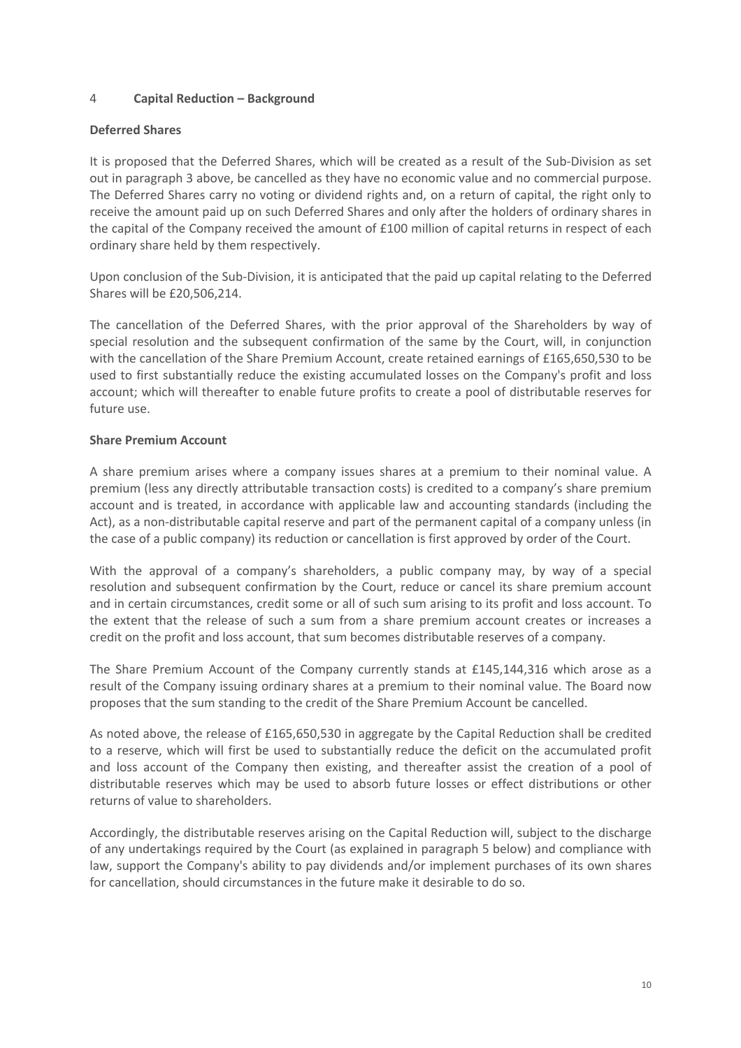## 4 Capital Reduction – Background

### Deferred Shares

It is proposed that the Deferred Shares, which will be created as a result of the Sub-Division as set out in paragraph 3 above, be cancelled as they have no economic value and no commercial purpose. The Deferred Shares carry no voting or dividend rights and, on a return of capital, the right only to receive the amount paid up on such Deferred Shares and only after the holders of ordinary shares in the capital of the Company received the amount of £100 million of capital returns in respect of each ordinary share held by them respectively.

Upon conclusion of the Sub-Division, it is anticipated that the paid up capital relating to the Deferred Shares will be £20,506,214.

The cancellation of the Deferred Shares, with the prior approval of the Shareholders by way of special resolution and the subsequent confirmation of the same by the Court, will, in conjunction with the cancellation of the Share Premium Account, create retained earnings of £165,650,530 to be used to first substantially reduce the existing accumulated losses on the Company's profit and loss account; which will thereafter to enable future profits to create a pool of distributable reserves for future use.

### Share Premium Account

A share premium arises where a company issues shares at a premium to their nominal value. A premium (less any directly attributable transaction costs) is credited to a company's share premium account and is treated, in accordance with applicable law and accounting standards (including the Act), as a non-distributable capital reserve and part of the permanent capital of a company unless (in the case of a public company) its reduction or cancellation is first approved by order of the Court.

With the approval of a company's shareholders, a public company may, by way of a special resolution and subsequent confirmation by the Court, reduce or cancel its share premium account and in certain circumstances, credit some or all of such sum arising to its profit and loss account. To the extent that the release of such a sum from a share premium account creates or increases a credit on the profit and loss account, that sum becomes distributable reserves of a company.

The Share Premium Account of the Company currently stands at £145,144,316 which arose as a result of the Company issuing ordinary shares at a premium to their nominal value. The Board now proposes that the sum standing to the credit of the Share Premium Account be cancelled.

As noted above, the release of £165,650,530 in aggregate by the Capital Reduction shall be credited to a reserve, which will first be used to substantially reduce the deficit on the accumulated profit and loss account of the Company then existing, and thereafter assist the creation of a pool of distributable reserves which may be used to absorb future losses or effect distributions or other returns of value to shareholders.

Accordingly, the distributable reserves arising on the Capital Reduction will, subject to the discharge of any undertakings required by the Court (as explained in paragraph 5 below) and compliance with law, support the Company's ability to pay dividends and/or implement purchases of its own shares for cancellation, should circumstances in the future make it desirable to do so.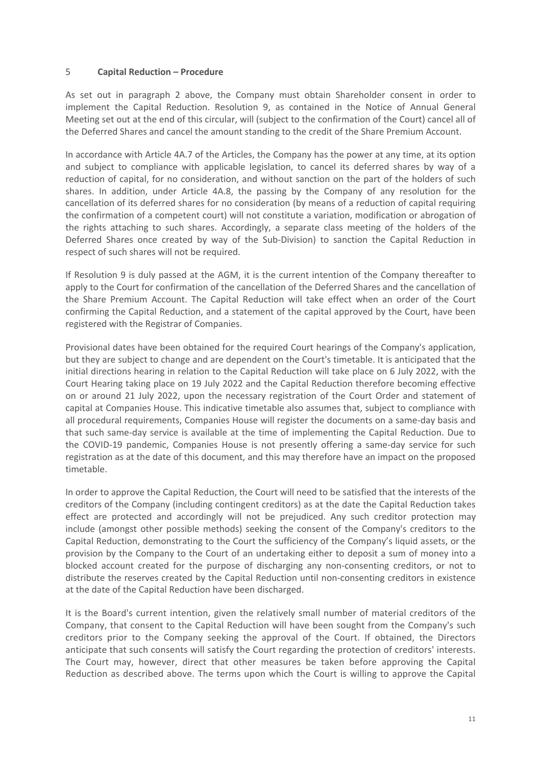## 5 Capital Reduction – Procedure

As set out in paragraph 2 above, the Company must obtain Shareholder consent in order to implement the Capital Reduction. Resolution 9, as contained in the Notice of Annual General Meeting set out at the end of this circular, will (subject to the confirmation of the Court) cancel all of the Deferred Shares and cancel the amount standing to the credit of the Share Premium Account.

In accordance with Article 4A.7 of the Articles, the Company has the power at any time, at its option and subject to compliance with applicable legislation, to cancel its deferred shares by way of a reduction of capital, for no consideration, and without sanction on the part of the holders of such shares. In addition, under Article 4A.8, the passing by the Company of any resolution for the cancellation of its deferred shares for no consideration (by means of a reduction of capital requiring the confirmation of a competent court) will not constitute a variation, modification or abrogation of the rights attaching to such shares. Accordingly, a separate class meeting of the holders of the Deferred Shares once created by way of the Sub-Division) to sanction the Capital Reduction in respect of such shares will not be required.

If Resolution 9 is duly passed at the AGM, it is the current intention of the Company thereafter to apply to the Court for confirmation of the cancellation of the Deferred Shares and the cancellation of the Share Premium Account. The Capital Reduction will take effect when an order of the Court confirming the Capital Reduction, and a statement of the capital approved by the Court, have been registered with the Registrar of Companies.

Provisional dates have been obtained for the required Court hearings of the Company's application, but they are subject to change and are dependent on the Court's timetable. It is anticipated that the initial directions hearing in relation to the Capital Reduction will take place on 6 July 2022, with the Court Hearing taking place on 19 July 2022 and the Capital Reduction therefore becoming effective on or around 21 July 2022, upon the necessary registration of the Court Order and statement of capital at Companies House. This indicative timetable also assumes that, subject to compliance with all procedural requirements, Companies House will register the documents on a same-day basis and that such same-day service is available at the time of implementing the Capital Reduction. Due to the COVID-19 pandemic, Companies House is not presently offering a same-day service for such registration as at the date of this document, and this may therefore have an impact on the proposed timetable.

In order to approve the Capital Reduction, the Court will need to be satisfied that the interests of the creditors of the Company (including contingent creditors) as at the date the Capital Reduction takes effect are protected and accordingly will not be prejudiced. Any such creditor protection may include (amongst other possible methods) seeking the consent of the Company's creditors to the Capital Reduction, demonstrating to the Court the sufficiency of the Company's liquid assets, or the provision by the Company to the Court of an undertaking either to deposit a sum of money into a blocked account created for the purpose of discharging any non-consenting creditors, or not to distribute the reserves created by the Capital Reduction until non-consenting creditors in existence at the date of the Capital Reduction have been discharged.

It is the Board's current intention, given the relatively small number of material creditors of the Company, that consent to the Capital Reduction will have been sought from the Company's such creditors prior to the Company seeking the approval of the Court. If obtained, the Directors anticipate that such consents will satisfy the Court regarding the protection of creditors' interests. The Court may, however, direct that other measures be taken before approving the Capital Reduction as described above. The terms upon which the Court is willing to approve the Capital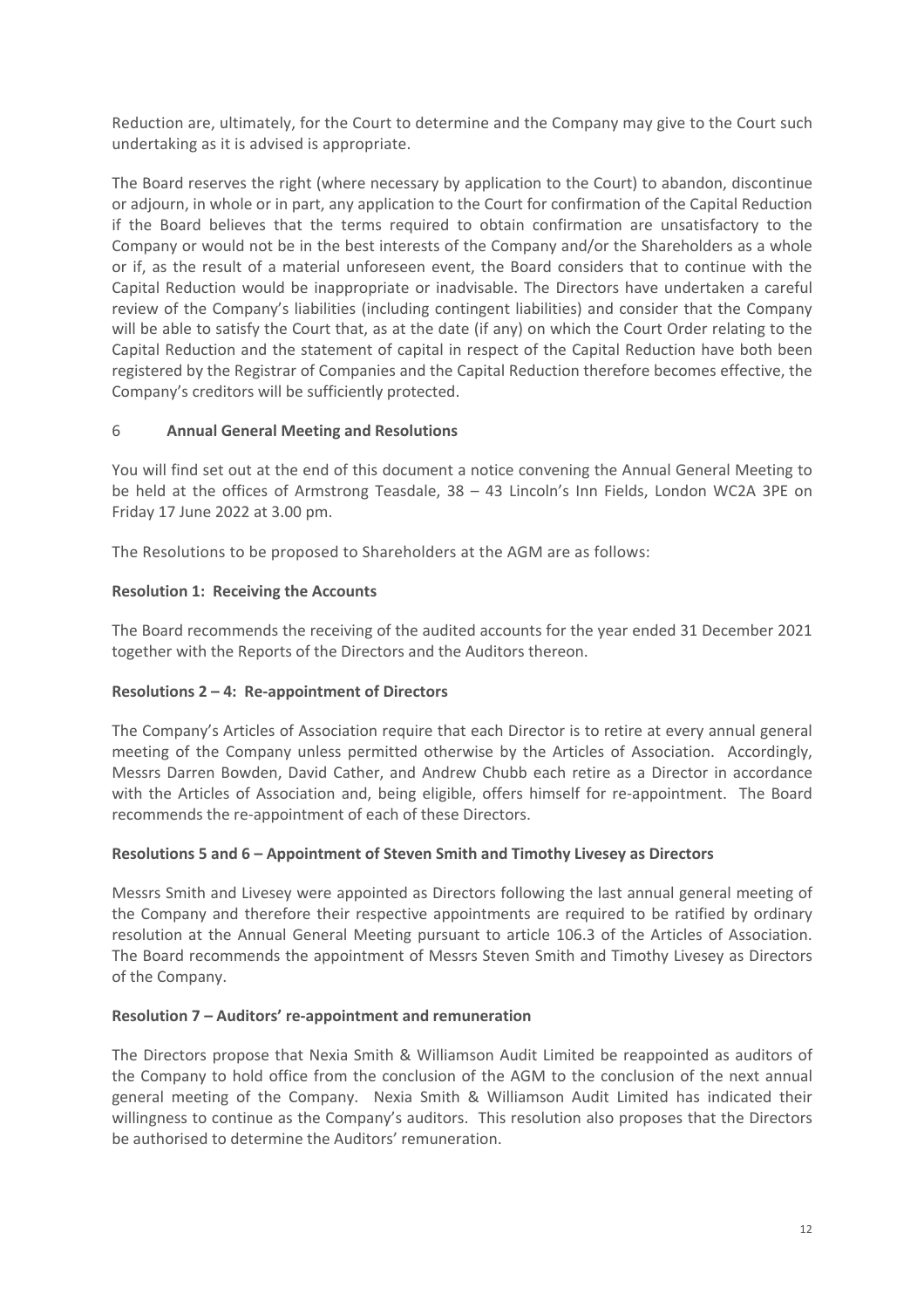Reduction are, ultimately, for the Court to determine and the Company may give to the Court such undertaking as it is advised is appropriate.

The Board reserves the right (where necessary by application to the Court) to abandon, discontinue or adjourn, in whole or in part, any application to the Court for confirmation of the Capital Reduction if the Board believes that the terms required to obtain confirmation are unsatisfactory to the Company or would not be in the best interests of the Company and/or the Shareholders as a whole or if, as the result of a material unforeseen event, the Board considers that to continue with the Capital Reduction would be inappropriate or inadvisable. The Directors have undertaken a careful review of the Company's liabilities (including contingent liabilities) and consider that the Company will be able to satisfy the Court that, as at the date (if any) on which the Court Order relating to the Capital Reduction and the statement of capital in respect of the Capital Reduction have both been registered by the Registrar of Companies and the Capital Reduction therefore becomes effective, the Company's creditors will be sufficiently protected.

## 6 Annual General Meeting and Resolutions

You will find set out at the end of this document a notice convening the Annual General Meeting to be held at the offices of Armstrong Teasdale, 38 – 43 Lincoln's Inn Fields, London WC2A 3PE on Friday 17 June 2022 at 3.00 pm.

The Resolutions to be proposed to Shareholders at the AGM are as follows:

**Resolution 1: Receiving the Accounts**

The Board recommends the receiving of the audited accounts for the year ended 31 December 2021 together with the Reports of the Directors and the Auditors thereon.

**Resolutions 2 – 4: Re-appointment of Directors**

The Company's Articles of Association require that each Director is to retire at every annual general meeting of the Company unless permitted otherwise by the Articles of Association. Accordingly, Messrs Darren Bowden, David Cather, and Andrew Chubb each retire as a Director in accordance with the Articles of Association and, being eligible, offers himself for re-appointment. The Board recommends the re-appointment of each of these Directors.

**Resolutions 5 and 6 – Appointment of Steven Smith and Timothy Livesey as Directors**

Messrs Smith and Livesey were appointed as Directors following the last annual general meeting of the Company and therefore their respective appointments are required to be ratified by ordinary resolution at the Annual General Meeting pursuant to article 106.3 of the Articles of Association. The Board recommends the appointment of Messrs Steven Smith and Timothy Livesey as Directors of the Company.

**Resolution 7 – Auditors' re-appointment and remuneration**

The Directors propose that Nexia Smith & Williamson Audit Limited be reappointed as auditors of the Company to hold office from the conclusion of the AGM to the conclusion of the next annual general meeting of the Company. Nexia Smith & Williamson Audit Limited has indicated their willingness to continue as the Company's auditors. This resolution also proposes that the Directors be authorised to determine the Auditors' remuneration.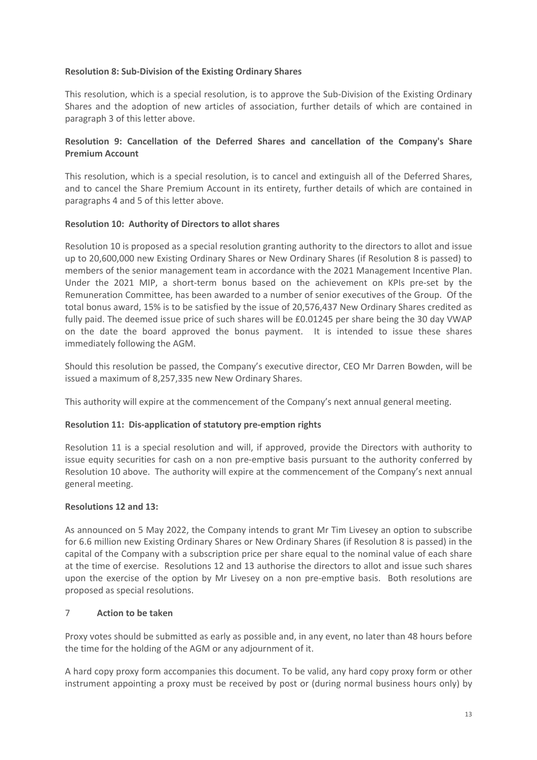**Resolution 8: Sub-Division of the Existing Ordinary Shares**

This resolution, which is a special resolution, is to approve the Sub-Division of the Existing Ordinary Shares and the adoption of new articles of association, further details of which are contained in paragraph 3 of this letter above.

**Resolution 9: Cancellation of the Deferred Shares and cancellation of the Company's Share Premium Account**

This resolution, which is a special resolution, is to cancel and extinguish all of the Deferred Shares, and to cancel the Share Premium Account in its entirety, further details of which are contained in paragraphs 4 and 5 of this letter above.

**Resolution 10: Authority of Directors to allot shares**

Resolution 10 is proposed as a special resolution granting authority to the directors to allot and issue up to 20,600,000 new Existing Ordinary Shares or New Ordinary Shares (if Resolution 8 is passed) to members of the senior management team in accordance with the 2021 Management Incentive Plan. Under the 2021 MIP, a short-term bonus based on the achievement on KPIs pre-set by the Remuneration Committee, has been awarded to a number of senior executives of the Group. Of the total bonus award, 15% is to be satisfied by the issue of 20,576,437 New Ordinary Shares credited as fully paid. The deemed issue price of such shares will be £0.01245 per share being the 30 day VWAP on the date the board approved the bonus payment. It is intended to issue these shares immediately following the AGM.

Should this resolution be passed, the Company's executive director, CEO Mr Darren Bowden, will be issued a maximum of 8,257,335 new New Ordinary Shares.

This authority will expire at the commencement of the Company's next annual general meeting.

**Resolution 11: Dis-application of statutory pre-emption rights**

Resolution 11 is a special resolution and will, if approved, provide the Directors with authority to issue equity securities for cash on a non pre-emptive basis pursuant to the authority conferred by Resolution 10 above. The authority will expire at the commencement of the Company's next annual general meeting.

**Resolutions 12 and 13:**

As announced on 5 May 2022, the Company intends to grant Mr Tim Livesey an option to subscribe for 6.6 million new Existing Ordinary Shares or New Ordinary Shares (if Resolution 8 is passed) in the capital of the Company with a subscription price per share equal to the nominal value of each share at the time of exercise. Resolutions 12 and 13 authorise the directors to allot and issue such shares upon the exercise of the option by Mr Livesey on a non pre-emptive basis. Both resolutions are proposed as special resolutions.

## 7 Action to be taken

Proxy votes should be submitted as early as possible and, in any event, no later than 48 hours before the time for the holding of the AGM or any adjournment of it.

A hard copy proxy form accompanies this document. To be valid, any hard copy proxy form or other instrument appointing a proxy must be received by post or (during normal business hours only) by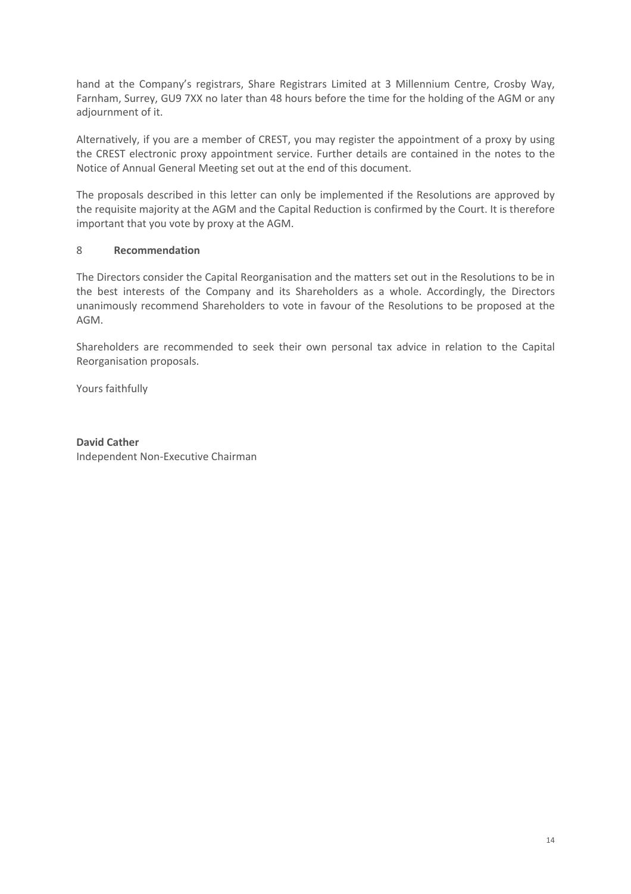hand at the Company's registrars, Share Registrars Limited at 3 Millennium Centre, Crosby Way, Farnham, Surrey, GU9 7XX no later than 48 hours before the time for the holding of the AGM or any adjournment of it.

Alternatively, if you are a member of CREST, you may register the appointment of a proxy by using the CREST electronic proxy appointment service. Further details are contained in the notes to the Notice of Annual General Meeting set out at the end of this document.

The proposals described in this letter can only be implemented if the Resolutions are approved by the requisite majority at the AGM and the Capital Reduction is confirmed by the Court. It is therefore important that you vote by proxy at the AGM.

## 8 **Recommendation**

The Directors consider the Capital Reorganisation and the matters set out in the Resolutions to be in the best interests of the Company and its Shareholders as a whole. Accordingly, the Directors unanimously recommend Shareholders to vote in favour of the Resolutions to be proposed at the AGM.

Shareholders are recommended to seek their own personal tax advice in relation to the Capital Reorganisation proposals.

Yours faithfully

**David Cather**
Independent Non-Executive Chairman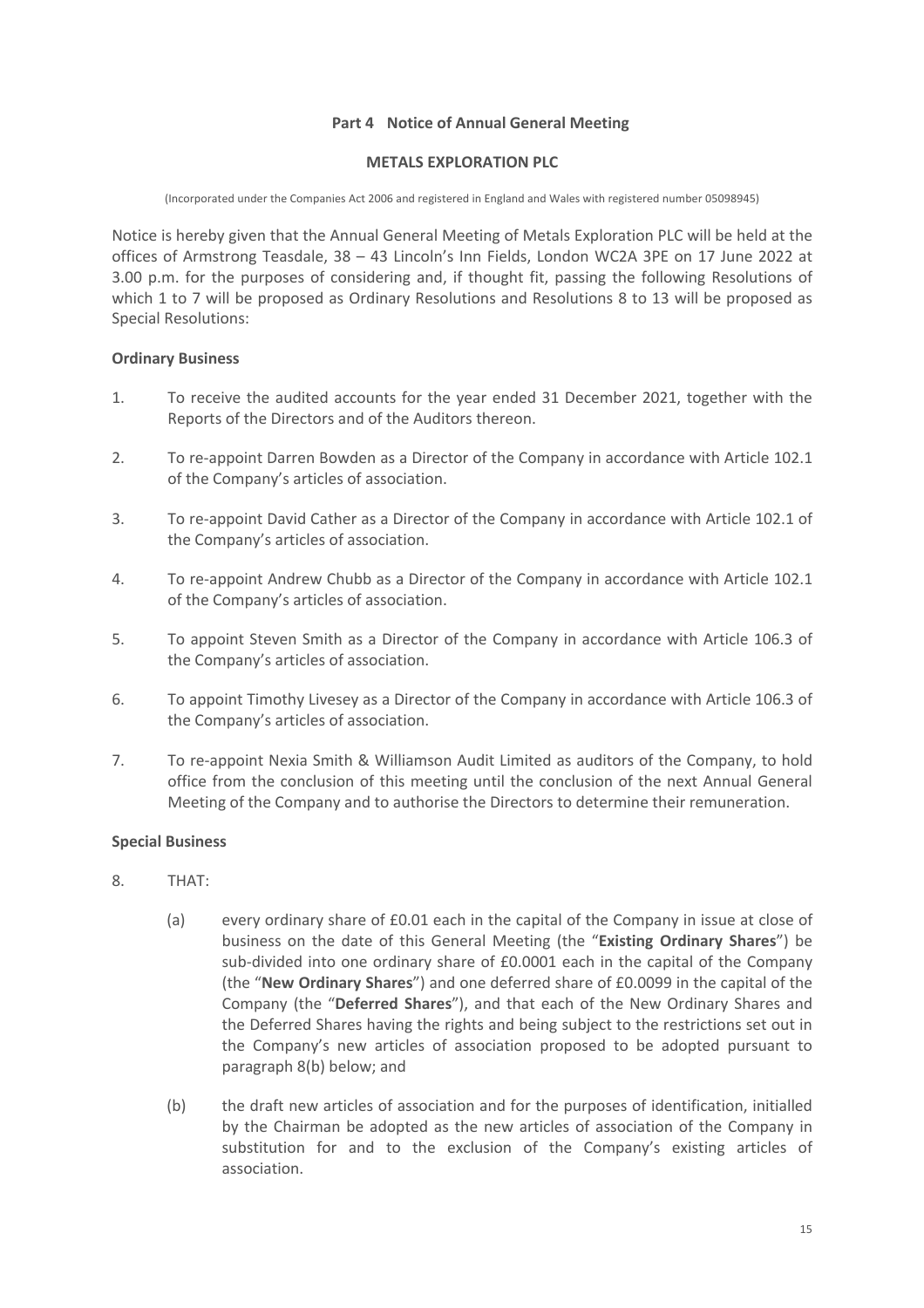## Part 4 Notice of Annual General Meeting

### METALS EXPLORATION PLC

(Incorporated under the Companies Act 2006 and registered in England and Wales with registered number 05098945)

Notice is hereby given that the Annual General Meeting of Metals Exploration PLC will be held at the offices of Armstrong Teasdale, 38 – 43 Lincoln's Inn Fields, London WC2A 3PE on 17 June 2022 at 3.00 p.m. for the purposes of considering and, if thought fit, passing the following Resolutions of which 1 to 7 will be proposed as Ordinary Resolutions and Resolutions 8 to 13 will be proposed as Special Resolutions:

**Ordinary Business**

1. To receive the audited accounts for the year ended 31 December 2021, together with the Reports of the Directors and of the Auditors thereon.

2. To re-appoint Darren Bowden as a Director of the Company in accordance with Article 102.1 of the Company's articles of association.

3. To re-appoint David Cather as a Director of the Company in accordance with Article 102.1 of the Company's articles of association.

4. To re-appoint Andrew Chubb as a Director of the Company in accordance with Article 102.1 of the Company's articles of association.

5. To appoint Steven Smith as a Director of the Company in accordance with Article 106.3 of the Company's articles of association.

6. To appoint Timothy Livesey as a Director of the Company in accordance with Article 106.3 of the Company's articles of association.

7. To re-appoint Nexia Smith & Williamson Audit Limited as auditors of the Company, to hold office from the conclusion of this meeting until the conclusion of the next Annual General Meeting of the Company and to authorise the Directors to determine their remuneration.

**Special Business**

8. THAT:

    (a) every ordinary share of £0.01 each in the capital of the Company in issue at close of business on the date of this General Meeting (the "**Existing Ordinary Shares**") be sub-divided into one ordinary share of £0.0001 each in the capital of the Company (the "**New Ordinary Shares**") and one deferred share of £0.0099 in the capital of the Company (the "**Deferred Shares**"), and that each of the New Ordinary Shares and the Deferred Shares having the rights and being subject to the restrictions set out in the Company's new articles of association proposed to be adopted pursuant to paragraph 8(b) below; and

    (b) the draft new articles of association and for the purposes of identification, initialled by the Chairman be adopted as the new articles of association of the Company in substitution for and to the exclusion of the Company's existing articles of association.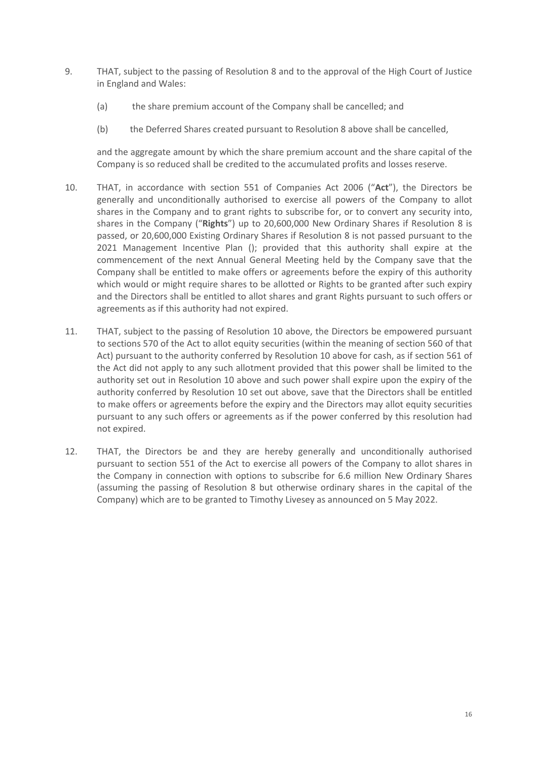9. THAT, subject to the passing of Resolution 8 and to the approval of the High Court of Justice in England and Wales:

   (a) the share premium account of the Company shall be cancelled; and

   (b) the Deferred Shares created pursuant to Resolution 8 above shall be cancelled,

   and the aggregate amount by which the share premium account and the share capital of the Company is so reduced shall be credited to the accumulated profits and losses reserve.

10. THAT, in accordance with section 551 of Companies Act 2006 ("**Act**"), the Directors be generally and unconditionally authorised to exercise all powers of the Company to allot shares in the Company and to grant rights to subscribe for, or to convert any security into, shares in the Company ("**Rights**") up to 20,600,000 New Ordinary Shares if Resolution 8 is passed, or 20,600,000 Existing Ordinary Shares if Resolution 8 is not passed pursuant to the 2021 Management Incentive Plan (); provided that this authority shall expire at the commencement of the next Annual General Meeting held by the Company save that the Company shall be entitled to make offers or agreements before the expiry of this authority which would or might require shares to be allotted or Rights to be granted after such expiry and the Directors shall be entitled to allot shares and grant Rights pursuant to such offers or agreements as if this authority had not expired.

11. THAT, subject to the passing of Resolution 10 above, the Directors be empowered pursuant to sections 570 of the Act to allot equity securities (within the meaning of section 560 of that Act) pursuant to the authority conferred by Resolution 10 above for cash, as if section 561 of the Act did not apply to any such allotment provided that this power shall be limited to the authority set out in Resolution 10 above and such power shall expire upon the expiry of the authority conferred by Resolution 10 set out above, save that the Directors shall be entitled to make offers or agreements before the expiry and the Directors may allot equity securities pursuant to any such offers or agreements as if the power conferred by this resolution had not expired.

12. THAT, the Directors be and they are hereby generally and unconditionally authorised pursuant to section 551 of the Act to exercise all powers of the Company to allot shares in the Company in connection with options to subscribe for 6.6 million New Ordinary Shares (assuming the passing of Resolution 8 but otherwise ordinary shares in the capital of the Company) which are to be granted to Timothy Livesey as announced on 5 May 2022.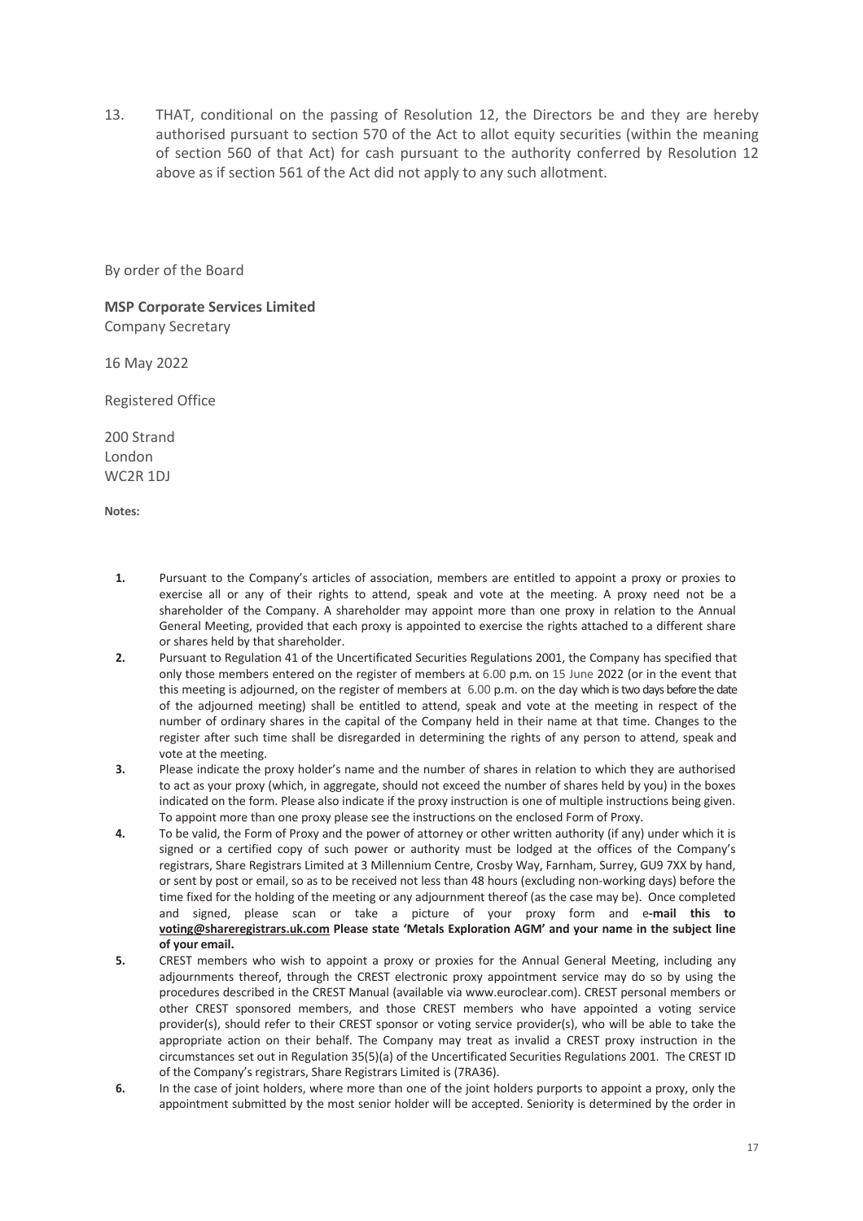13. THAT, conditional on the passing of Resolution 12, the Directors be and they are hereby authorised pursuant to section 570 of the Act to allot equity securities (within the meaning of section 560 of that Act) for cash pursuant to the authority conferred by Resolution 12 above as if section 561 of the Act did not apply to any such allotment.

By order of the Board

**MSP Corporate Services Limited**
Company Secretary

16 May 2022

Registered Office

200 Strand
London
WC2R 1DJ

**Notes:**

1. Pursuant to the Company's articles of association, members are entitled to appoint a proxy or proxies to exercise all or any of their rights to attend, speak and vote at the meeting. A proxy need not be a shareholder of the Company. A shareholder may appoint more than one proxy in relation to the Annual General Meeting, provided that each proxy is appointed to exercise the rights attached to a different share or shares held by that shareholder.
2. Pursuant to Regulation 41 of the Uncertificated Securities Regulations 2001, the Company has specified that only those members entered on the register of members at 6.00 p.m. on 15 June 2022 (or in the event that this meeting is adjourned, on the register of members at 6.00 p.m. on the day which is two days before the date of the adjourned meeting) shall be entitled to attend, speak and vote at the meeting in respect of the number of ordinary shares in the capital of the Company held in their name at that time. Changes to the register after such time shall be disregarded in determining the rights of any person to attend, speak and vote at the meeting.
3. Please indicate the proxy holder's name and the number of shares in relation to which they are authorised to act as your proxy (which, in aggregate, should not exceed the number of shares held by you) in the boxes indicated on the form. Please also indicate if the proxy instruction is one of multiple instructions being given. To appoint more than one proxy please see the instructions on the enclosed Form of Proxy.
4. To be valid, the Form of Proxy and the power of attorney or other written authority (if any) under which it is signed or a certified copy of such power or authority must be lodged at the offices of the Company's registrars, Share Registrars Limited at 3 Millennium Centre, Crosby Way, Farnham, Surrey, GU9 7XX by hand, or sent by post or email, so as to be received not less than 48 hours (excluding non-working days) before the time fixed for the holding of the meeting or any adjournment thereof (as the case may be). Once completed and signed, please scan or take a picture of your proxy form and e-**mail this to voting@shareregistrars.uk.com Please state 'Metals Exploration AGM' and your name in the subject line of your email.**
5. CREST members who wish to appoint a proxy or proxies for the Annual General Meeting, including any adjournments thereof, through the CREST electronic proxy appointment service may do so by using the procedures described in the CREST Manual (available via www.euroclear.com). CREST personal members or other CREST sponsored members, and those CREST members who have appointed a voting service provider(s), should refer to their CREST sponsor or voting service provider(s), who will be able to take the appropriate action on their behalf. The Company may treat as invalid a CREST proxy instruction in the circumstances set out in Regulation 35(5)(a) of the Uncertificated Securities Regulations 2001. The CREST ID of the Company's registrars, Share Registrars Limited is (7RA36).
6. In the case of joint holders, where more than one of the joint holders purports to appoint a proxy, only the appointment submitted by the most senior holder will be accepted. Seniority is determined by the order in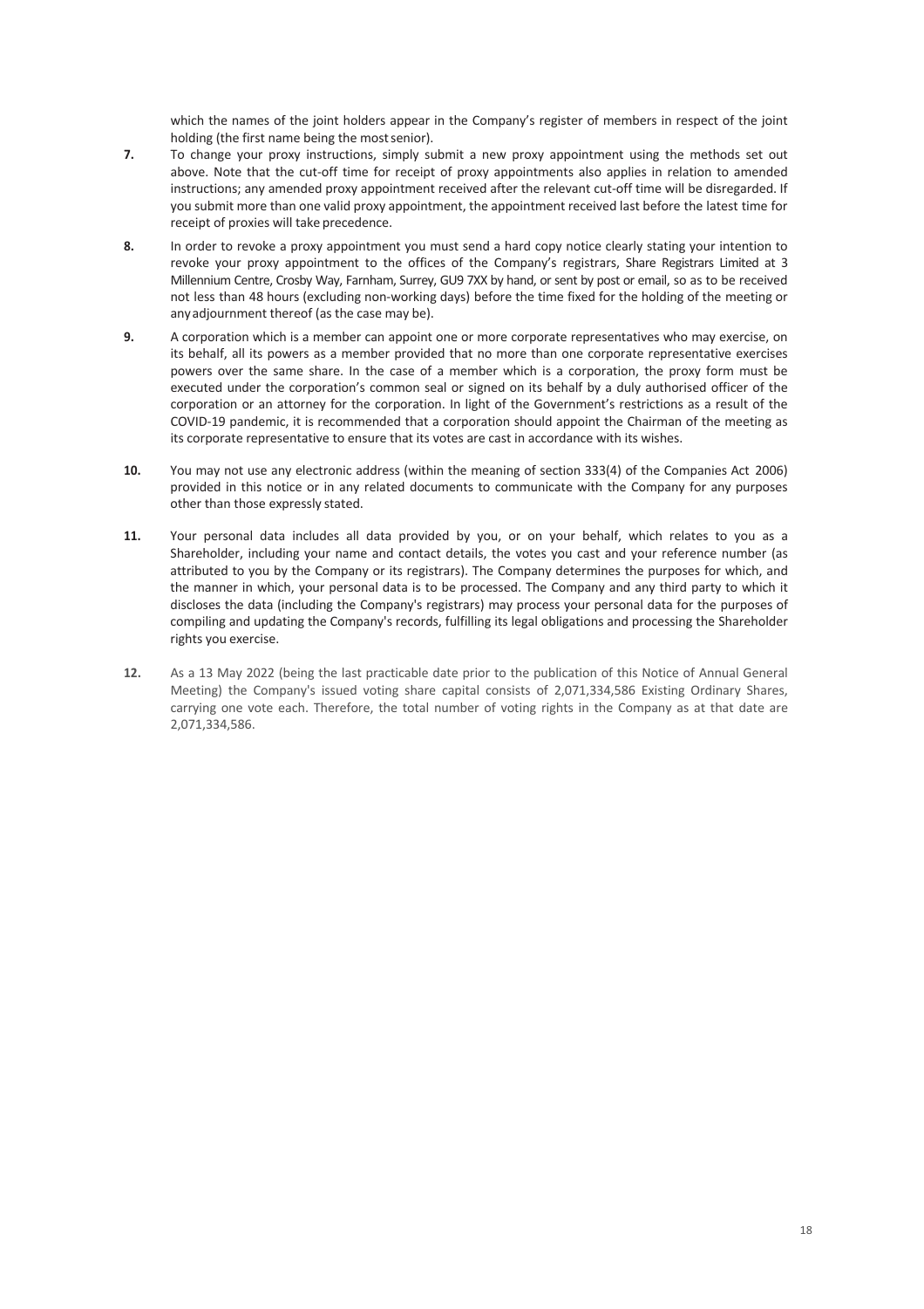which the names of the joint holders appear in the Company's register of members in respect of the joint holding (the first name being the most senior).

**7.** To change your proxy instructions, simply submit a new proxy appointment using the methods set out above. Note that the cut-off time for receipt of proxy appointments also applies in relation to amended instructions; any amended proxy appointment received after the relevant cut-off time will be disregarded. If you submit more than one valid proxy appointment, the appointment received last before the latest time for receipt of proxies will take precedence.

**8.** In order to revoke a proxy appointment you must send a hard copy notice clearly stating your intention to revoke your proxy appointment to the offices of the Company's registrars, Share Registrars Limited at 3 Millennium Centre, Crosby Way, Farnham, Surrey, GU9 7XX by hand, or sent by post or email, so as to be received not less than 48 hours (excluding non-working days) before the time fixed for the holding of the meeting or any adjournment thereof (as the case may be).

**9.** A corporation which is a member can appoint one or more corporate representatives who may exercise, on its behalf, all its powers as a member provided that no more than one corporate representative exercises powers over the same share. In the case of a member which is a corporation, the proxy form must be executed under the corporation's common seal or signed on its behalf by a duly authorised officer of the corporation or an attorney for the corporation. In light of the Government's restrictions as a result of the COVID-19 pandemic, it is recommended that a corporation should appoint the Chairman of the meeting as its corporate representative to ensure that its votes are cast in accordance with its wishes.

**10.** You may not use any electronic address (within the meaning of section 333(4) of the Companies Act 2006) provided in this notice or in any related documents to communicate with the Company for any purposes other than those expressly stated.

**11.** Your personal data includes all data provided by you, or on your behalf, which relates to you as a Shareholder, including your name and contact details, the votes you cast and your reference number (as attributed to you by the Company or its registrars). The Company determines the purposes for which, and the manner in which, your personal data is to be processed. The Company and any third party to which it discloses the data (including the Company's registrars) may process your personal data for the purposes of compiling and updating the Company's records, fulfilling its legal obligations and processing the Shareholder rights you exercise.

**12.** As a 13 May 2022 (being the last practicable date prior to the publication of this Notice of Annual General Meeting) the Company's issued voting share capital consists of 2,071,334,586 Existing Ordinary Shares, carrying one vote each. Therefore, the total number of voting rights in the Company as at that date are 2,071,334,586.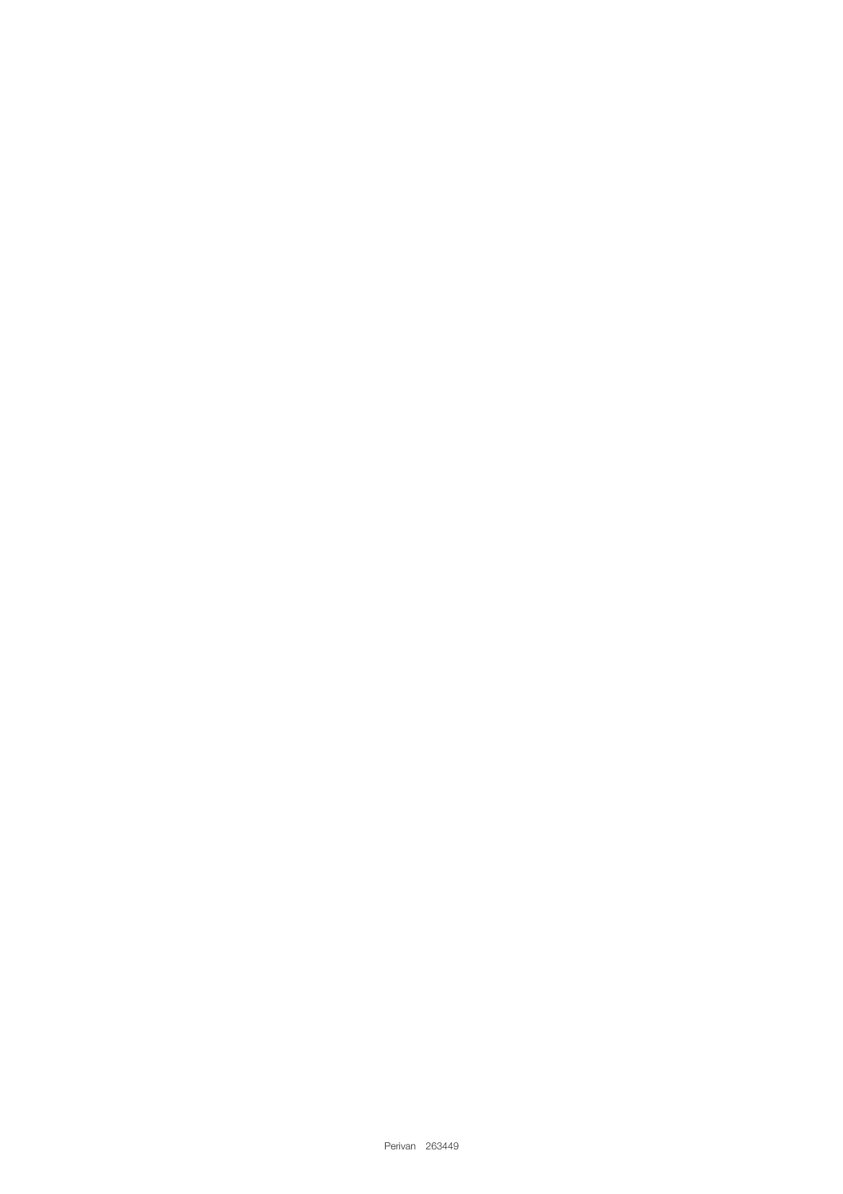Perivan 263449